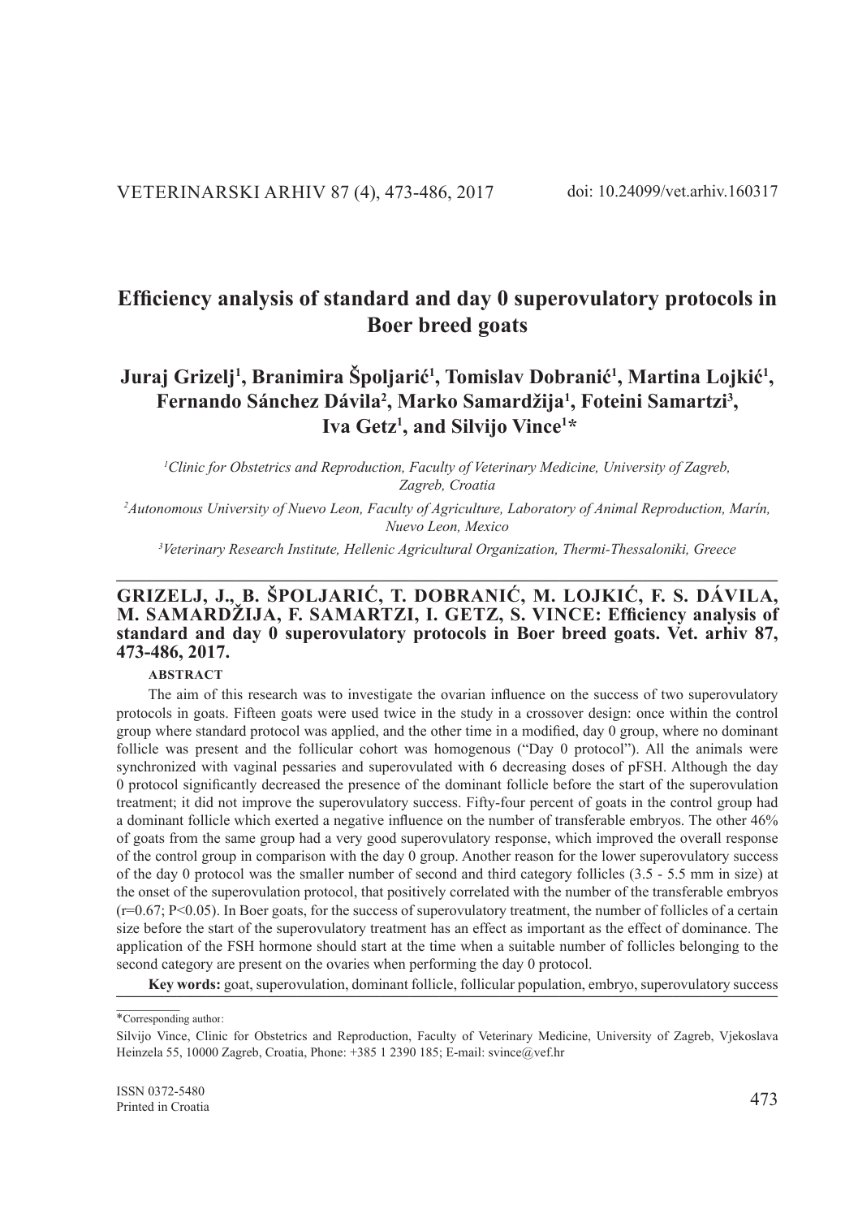# Efficiency analysis of standard and day 0 superovulatory protocols in Boer breed goats

**Juraj Grizelj[1], Branimira Špoljarić[1], Tomislav Dobranić[1], Martina Lojkić[1], Fernando Sánchez Dávila[2], Marko Samardžija[1], Foteini Samartzi[3], Iva Getz[1], and Silvijo Vince[1]***

*[1]Clinic for Obstetrics and Reproduction, Faculty of Veterinary Medicine, University of Zagreb, Zagreb, Croatia*

*[2]Autonomous University of Nuevo Leon, Faculty of Agriculture, Laboratory of Animal Reproduction, Marín, Nuevo Leon, Mexico*

*[3]Veterinary Research Institute, Hellenic Agricultural Organization, Thermi-Thessaloniki, Greece*

---

**GRIZELJ, J., B. ŠPOLJARIĆ, T. DOBRANIĆ, M. LOJKIĆ, F. S. DÁVILA, M. SAMARDŽIJA, F. SAMARTZI, I. GETZ, S. VINCE: Efficiency analysis of standard and day 0 superovulatory protocols in Boer breed goats. Vet. arhiv 87, 473-486, 2017.**

**ABSTRACT**

The aim of this research was to investigate the ovarian influence on the success of two superovulatory protocols in goats. Fifteen goats were used twice in the study in a crossover design: once within the control group where standard protocol was applied, and the other time in a modified, day 0 group, where no dominant follicle was present and the follicular cohort was homogenous ("Day 0 protocol"). All the animals were synchronized with vaginal pessaries and superovulated with 6 decreasing doses of pFSH. Although the day 0 protocol significantly decreased the presence of the dominant follicle before the start of the superovulation treatment; it did not improve the superovulatory success. Fifty-four percent of goats in the control group had a dominant follicle which exerted a negative influence on the number of transferable embryos. The other 46% of goats from the same group had a very good superovulatory response, which improved the overall response of the control group in comparison with the day 0 group. Another reason for the lower superovulatory success of the day 0 protocol was the smaller number of second and third category follicles (3.5 - 5.5 mm in size) at the onset of the superovulation protocol, that positively correlated with the number of the transferable embryos ($r=0.67$; $P<0.05$). In Boer goats, for the success of superovulatory treatment, the number of follicles of a certain size before the start of the superovulatory treatment has an effect as important as the effect of dominance. The application of the FSH hormone should start at the time when a suitable number of follicles belonging to the second category are present on the ovaries when performing the day 0 protocol.

**Key words:** goat, superovulation, dominant follicle, follicular population, embryo, superovulatory success

---

*Corresponding author:

Silvijo Vince, Clinic for Obstetrics and Reproduction, Faculty of Veterinary Medicine, University of Zagreb, Vjekoslava Heinzela 55, 10000 Zagreb, Croatia, Phone: +385 1 2390 185; E-mail: svince@vef.hr

ISSN 0372-5480
Printed in Croatia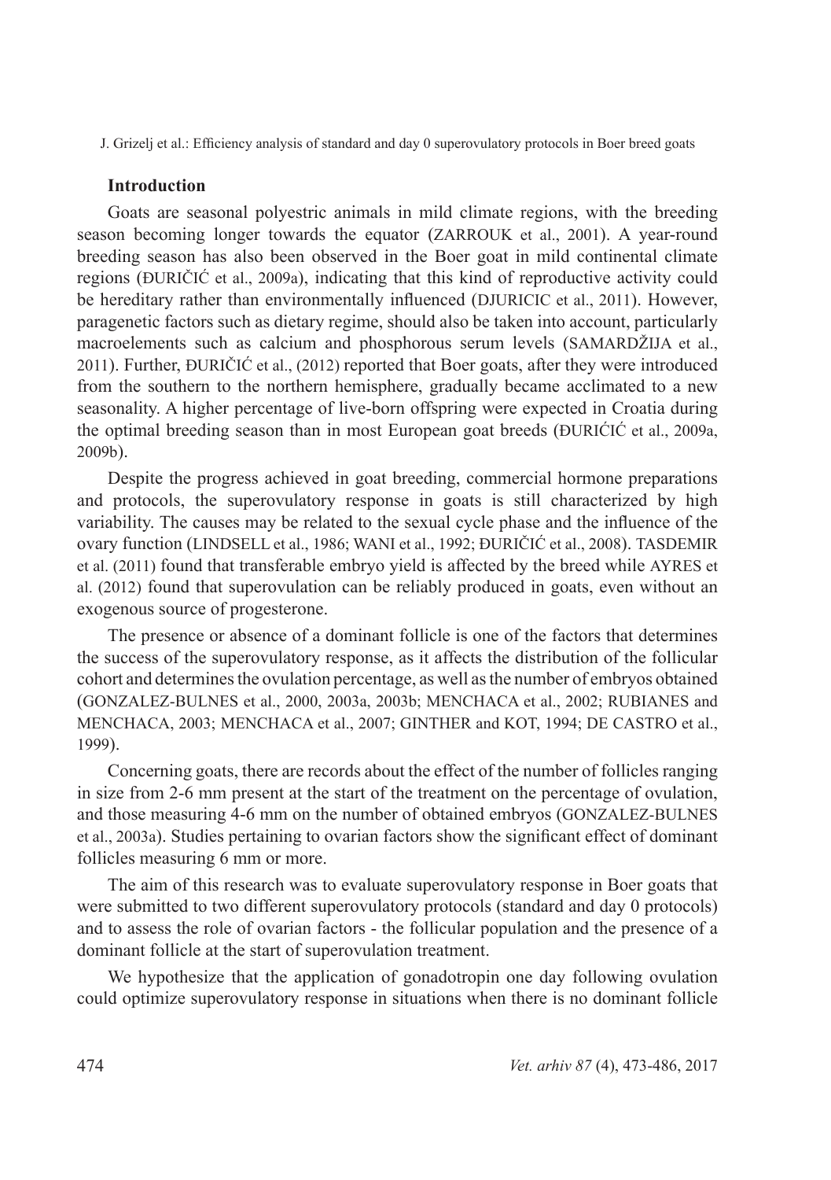## Introduction

Goats are seasonal polyestric animals in mild climate regions, with the breeding season becoming longer towards the equator (ZARROUK et al., 2001). A year-round breeding season has also been observed in the Boer goat in mild continental climate regions (ĐURIČIĆ et al., 2009a), indicating that this kind of reproductive activity could be hereditary rather than environmentally influenced (DJURICIC et al., 2011). However, paragenetic factors such as dietary regime, should also be taken into account, particularly macroelements such as calcium and phosphorous serum levels (SAMARDŽIJA et al., 2011). Further, ĐURIČIĆ et al., (2012) reported that Boer goats, after they were introduced from the southern to the northern hemisphere, gradually became acclimated to a new seasonality. A higher percentage of live-born offspring were expected in Croatia during the optimal breeding season than in most European goat breeds (ĐURIĆIĆ et al., 2009a, 2009b).

Despite the progress achieved in goat breeding, commercial hormone preparations and protocols, the superovulatory response in goats is still characterized by high variability. The causes may be related to the sexual cycle phase and the influence of the ovary function (LINDSELL et al., 1986; WANI et al., 1992; ĐURIČIĆ et al., 2008). TASDEMIR et al. (2011) found that transferable embryo yield is affected by the breed while AYRES et al. (2012) found that superovulation can be reliably produced in goats, even without an exogenous source of progesterone.

The presence or absence of a dominant follicle is one of the factors that determines the success of the superovulatory response, as it affects the distribution of the follicular cohort and determines the ovulation percentage, as well as the number of embryos obtained (GONZALEZ-BULNES et al., 2000, 2003a, 2003b; MENCHACA et al., 2002; RUBIANES and MENCHACA, 2003; MENCHACA et al., 2007; GINTHER and KOT, 1994; DE CASTRO et al., 1999).

Concerning goats, there are records about the effect of the number of follicles ranging in size from 2-6 mm present at the start of the treatment on the percentage of ovulation, and those measuring 4-6 mm on the number of obtained embryos (GONZALEZ-BULNES et al., 2003a). Studies pertaining to ovarian factors show the significant effect of dominant follicles measuring 6 mm or more.

The aim of this research was to evaluate superovulatory response in Boer goats that were submitted to two different superovulatory protocols (standard and day 0 protocols) and to assess the role of ovarian factors - the follicular population and the presence of a dominant follicle at the start of superovulation treatment.

We hypothesize that the application of gonadotropin one day following ovulation could optimize superovulatory response in situations when there is no dominant follicle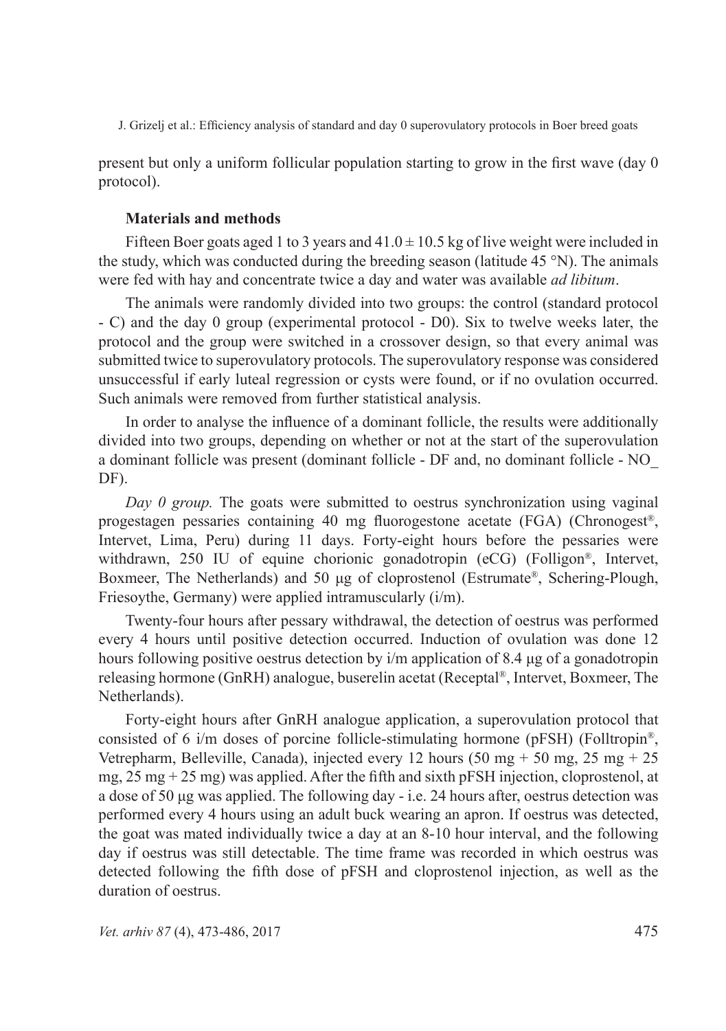present but only a uniform follicular population starting to grow in the first wave (day 0 protocol).

## Materials and methods

Fifteen Boer goats aged 1 to 3 years and 41.0 ± 10.5 kg of live weight were included in the study, which was conducted during the breeding season (latitude 45 °N). The animals were fed with hay and concentrate twice a day and water was available *ad libitum*.

The animals were randomly divided into two groups: the control (standard protocol - C) and the day 0 group (experimental protocol - D0). Six to twelve weeks later, the protocol and the group were switched in a crossover design, so that every animal was submitted twice to superovulatory protocols. The superovulatory response was considered unsuccessful if early luteal regression or cysts were found, or if no ovulation occurred. Such animals were removed from further statistical analysis.

In order to analyse the influence of a dominant follicle, the results were additionally divided into two groups, depending on whether or not at the start of the superovulation a dominant follicle was present (dominant follicle - DF and, no dominant follicle - NO_DF).

*Day 0 group.* The goats were submitted to oestrus synchronization using vaginal progestagen pessaries containing 40 mg fluorogestone acetate (FGA) (Chronogest®, Intervet, Lima, Peru) during 11 days. Forty-eight hours before the pessaries were withdrawn, 250 IU of equine chorionic gonadotropin (eCG) (Folligon®, Intervet, Boxmeer, The Netherlands) and 50 µg of cloprostenol (Estrumate®, Schering-Plough, Friesoythe, Germany) were applied intramuscularly (i/m).

Twenty-four hours after pessary withdrawal, the detection of oestrus was performed every 4 hours until positive detection occurred. Induction of ovulation was done 12 hours following positive oestrus detection by i/m application of 8.4 µg of a gonadotropin releasing hormone (GnRH) analogue, buserelin acetat (Receptal®, Intervet, Boxmeer, The Netherlands).

Forty-eight hours after GnRH analogue application, a superovulation protocol that consisted of 6 i/m doses of porcine follicle-stimulating hormone (pFSH) (Folltropin®, Vetrepharm, Belleville, Canada), injected every 12 hours (50 mg + 50 mg, 25 mg + 25 mg, 25 mg + 25 mg) was applied. After the fifth and sixth pFSH injection, cloprostenol, at a dose of 50 µg was applied. The following day - i.e. 24 hours after, oestrus detection was performed every 4 hours using an adult buck wearing an apron. If oestrus was detected, the goat was mated individually twice a day at an 8-10 hour interval, and the following day if oestrus was still detectable. The time frame was recorded in which oestrus was detected following the fifth dose of pFSH and cloprostenol injection, as well as the duration of oestrus.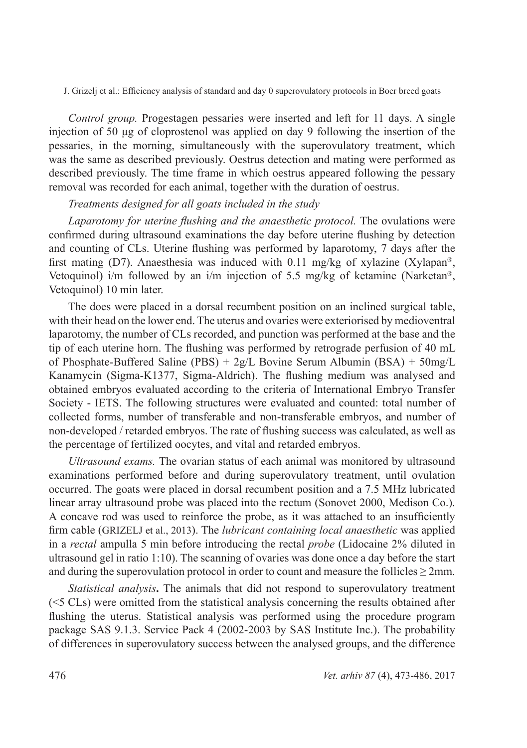*Control group.* Progestagen pessaries were inserted and left for 11 days. A single injection of 50 μg of cloprostenol was applied on day 9 following the insertion of the pessaries, in the morning, simultaneously with the superovulatory treatment, which was the same as described previously. Oestrus detection and mating were performed as described previously. The time frame in which oestrus appeared following the pessary removal was recorded for each animal, together with the duration of oestrus.

*Treatments designed for all goats included in the study*

*Laparotomy for uterine flushing and the anaesthetic protocol.* The ovulations were confirmed during ultrasound examinations the day before uterine flushing by detection and counting of CLs. Uterine flushing was performed by laparotomy, 7 days after the first mating (D7). Anaesthesia was induced with 0.11 mg/kg of xylazine (Xylapan®, Vetoquinol) i/m followed by an i/m injection of 5.5 mg/kg of ketamine (Narketan®, Vetoquinol) 10 min later.

The does were placed in a dorsal recumbent position on an inclined surgical table, with their head on the lower end. The uterus and ovaries were exteriorised by medioventral laparotomy, the number of CLs recorded, and punction was performed at the base and the tip of each uterine horn. The flushing was performed by retrograde perfusion of 40 mL of Phosphate-Buffered Saline (PBS) + 2g/L Bovine Serum Albumin (BSA) + 50mg/L Kanamycin (Sigma-K1377, Sigma-Aldrich). The flushing medium was analysed and obtained embryos evaluated according to the criteria of International Embryo Transfer Society - IETS. The following structures were evaluated and counted: total number of collected forms, number of transferable and non-transferable embryos, and number of non-developed / retarded embryos. The rate of flushing success was calculated, as well as the percentage of fertilized oocytes, and vital and retarded embryos.

*Ultrasound exams.* The ovarian status of each animal was monitored by ultrasound examinations performed before and during superovulatory treatment, until ovulation occurred. The goats were placed in dorsal recumbent position and a 7.5 MHz lubricated linear array ultrasound probe was placed into the rectum (Sonovet 2000, Medison Co.). A concave rod was used to reinforce the probe, as it was attached to an insufficiently firm cable (GRIZELJ et al., 2013). The *lubricant containing local anaesthetic* was applied in a *rectal* ampulla 5 min before introducing the rectal *probe* (Lidocaine 2% diluted in ultrasound gel in ratio 1:10). The scanning of ovaries was done once a day before the start and during the superovulation protocol in order to count and measure the follicles ≥ 2mm.

*Statistical analysis***.** The animals that did not respond to superovulatory treatment (<5 CLs) were omitted from the statistical analysis concerning the results obtained after flushing the uterus. Statistical analysis was performed using the procedure program package SAS 9.1.3. Service Pack 4 (2002-2003 by SAS Institute Inc.). The probability of differences in superovulatory success between the analysed groups, and the difference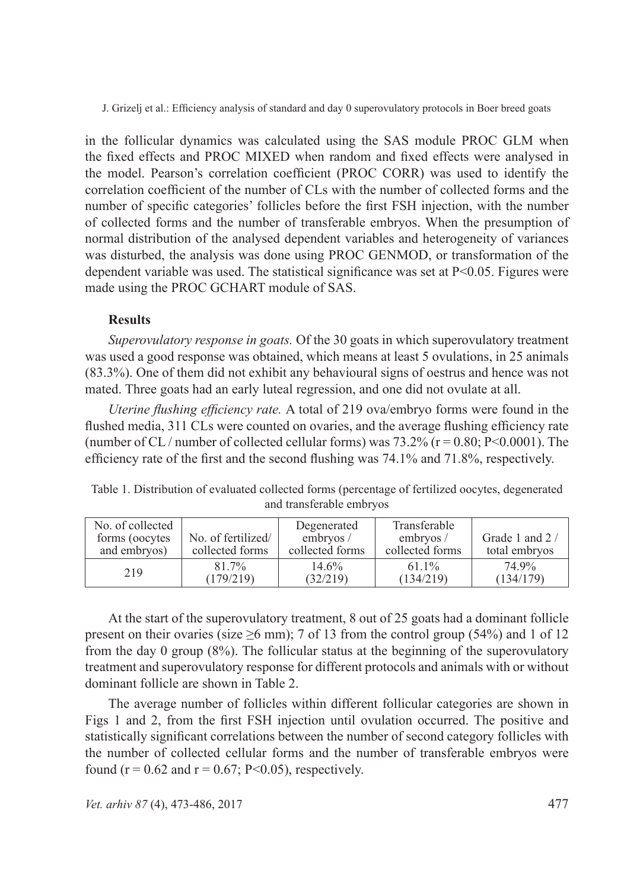in the follicular dynamics was calculated using the SAS module PROC GLM when the fixed effects and PROC MIXED when random and fixed effects were analysed in the model. Pearson's correlation coefficient (PROC CORR) was used to identify the correlation coefficient of the number of CLs with the number of collected forms and the number of specific categories' follicles before the first FSH injection, with the number of collected forms and the number of transferable embryos. When the presumption of normal distribution of the analysed dependent variables and heterogeneity of variances was disturbed, the analysis was done using PROC GENMOD, or transformation of the dependent variable was used. The statistical significance was set at $P<0.05$. Figures were made using the PROC GCHART module of SAS.

## Results

*Superovulatory response in goats.* Of the 30 goats in which superovulatory treatment was used a good response was obtained, which means at least 5 ovulations, in 25 animals (83.3%). One of them did not exhibit any behavioural signs of oestrus and hence was not mated. Three goats had an early luteal regression, and one did not ovulate at all.

*Uterine flushing efficiency rate.* A total of 219 ova/embryo forms were found in the flushed media, 311 CLs were counted on ovaries, and the average flushing efficiency rate (number of CL / number of collected cellular forms) was 73.2% ($r = 0.80$; $P<0.0001$). The efficiency rate of the first and the second flushing was 74.1% and 71.8%, respectively.

Table 1. Distribution of evaluated collected forms (percentage of fertilized oocytes, degenerated and transferable embryos

| No. of collected forms (oocytes and embryos) | No. of fertilized/ collected forms | Degenerated embryos / collected forms | Transferable embryos / collected forms | Grade 1 and 2 / total embryos |
|---|---|---|---|---|
| 219 | 81.7% (179/219) | 14.6% (32/219) | 61.1% (134/219) | 74.9% (134/179) |

At the start of the superovulatory treatment, 8 out of 25 goats had a dominant follicle present on their ovaries (size ≥6 mm); 7 of 13 from the control group (54%) and 1 of 12 from the day 0 group (8%). The follicular status at the beginning of the superovulatory treatment and superovulatory response for different protocols and animals with or without dominant follicle are shown in Table 2.

The average number of follicles within different follicular categories are shown in Figs 1 and 2, from the first FSH injection until ovulation occurred. The positive and statistically significant correlations between the number of second category follicles with the number of collected cellular forms and the number of transferable embryos were found ($r = 0.62$ and $r = 0.67$; $P<0.05$), respectively.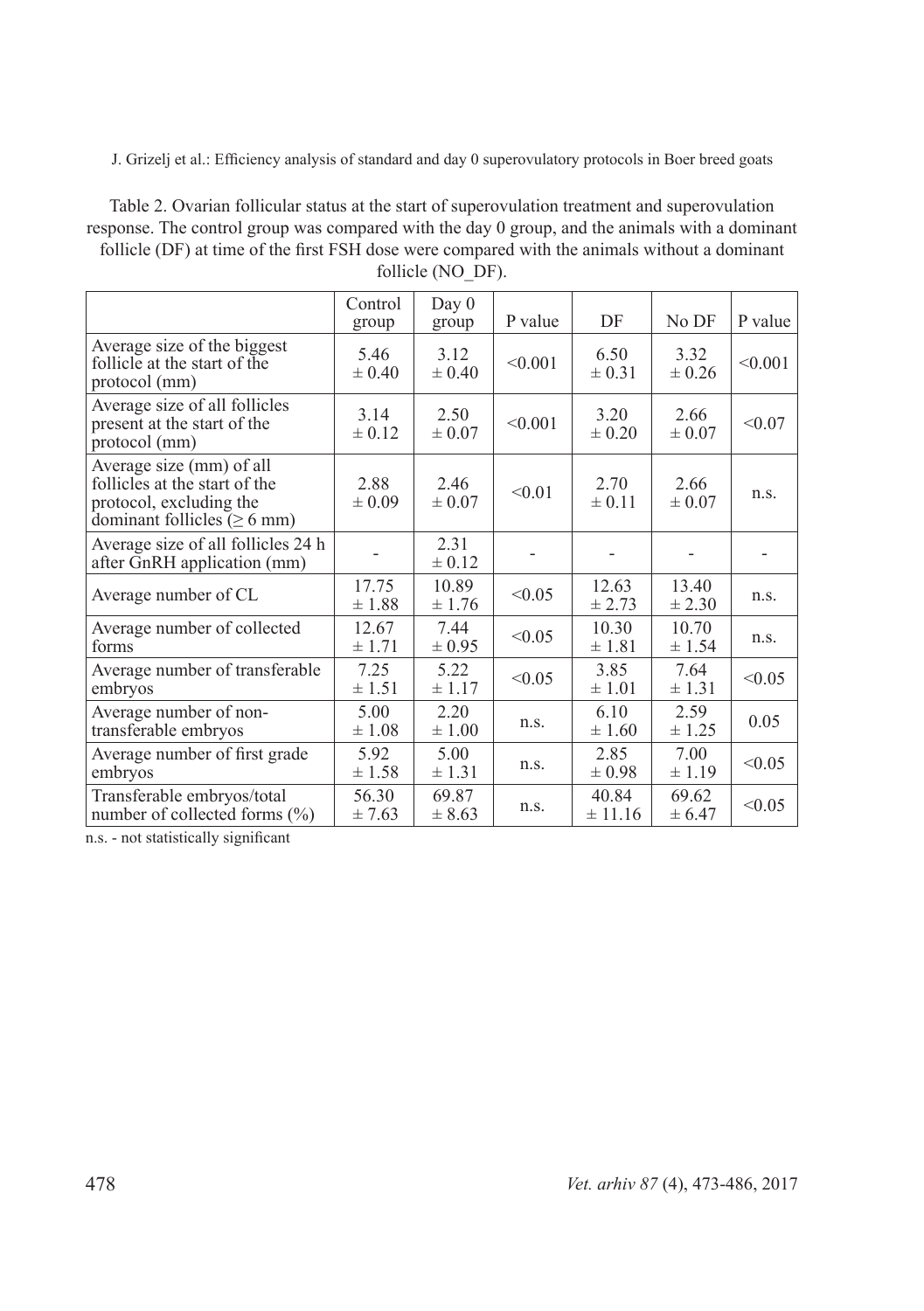Table 2. Ovarian follicular status at the start of superovulation treatment and superovulation response. The control group was compared with the day 0 group, and the animals with a dominant follicle (DF) at time of the first FSH dose were compared with the animals without a dominant follicle (NO_DF).

| | Control group | Day 0 group | P value | DF | No DF | P value |
|---|---|---|---|---|---|---|
| Average size of the biggest follicle at the start of the protocol (mm) | 5.46 ± 0.40 | 3.12 ± 0.40 | <0.001 | 6.50 ± 0.31 | 3.32 ± 0.26 | <0.001 |
| Average size of all follicles present at the start of the protocol (mm) | 3.14 ± 0.12 | 2.50 ± 0.07 | <0.001 | 3.20 ± 0.20 | 2.66 ± 0.07 | <0.07 |
| Average size (mm) of all follicles at the start of the protocol, excluding the dominant follicles (≥ 6 mm) | 2.88 ± 0.09 | 2.46 ± 0.07 | <0.01 | 2.70 ± 0.11 | 2.66 ± 0.07 | n.s. |
| Average size of all follicles 24 h after GnRH application (mm) | - | 2.31 ± 0.12 | - | - | - | - |
| Average number of CL | 17.75 ± 1.88 | 10.89 ± 1.76 | <0.05 | 12.63 ± 2.73 | 13.40 ± 2.30 | n.s. |
| Average number of collected forms | 12.67 ± 1.71 | 7.44 ± 0.95 | <0.05 | 10.30 ± 1.81 | 10.70 ± 1.54 | n.s. |
| Average number of transferable embryos | 7.25 ± 1.51 | 5.22 ± 1.17 | <0.05 | 3.85 ± 1.01 | 7.64 ± 1.31 | <0.05 |
| Average number of non-transferable embryos | 5.00 ± 1.08 | 2.20 ± 1.00 | n.s. | 6.10 ± 1.60 | 2.59 ± 1.25 | 0.05 |
| Average number of first grade embryos | 5.92 ± 1.58 | 5.00 ± 1.31 | n.s. | 2.85 ± 0.98 | 7.00 ± 1.19 | <0.05 |
| Transferable embryos/total number of collected forms (%) | 56.30 ± 7.63 | 69.87 ± 8.63 | n.s. | 40.84 ± 11.16 | 69.62 ± 6.47 | <0.05 |

n.s. - not statistically significant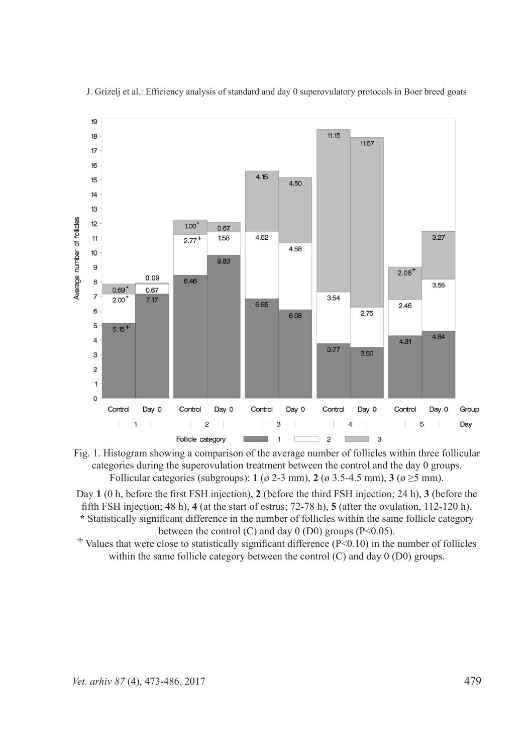Fig. 1. Histogram showing a comparison of the average number of follicles within three follicular categories during the superovulation treatment between the control and the day 0 groups. Follicular categories (subgroups): **1** (ø 2-3 mm), **2** (ø 3.5-4.5 mm), **3** (ø ≥5 mm).

Day **1** (0 h, before the first FSH injection), **2** (before the third FSH injection; 24 h), **3** (before the fifth FSH injection; 48 h), **4** (at the start of estrus; 72-78 h), **5** (after the ovulation, 112-120 h).

**\*** Statistically significant difference in the number of follicles within the same follicle category between the control (C) and day 0 (D0) groups ($P<0.05$).

**+** Values that were close to statistically significant difference ($P<0.10$) in the number of follicles within the same follicle category between the control (C) and day 0 (D0) groups.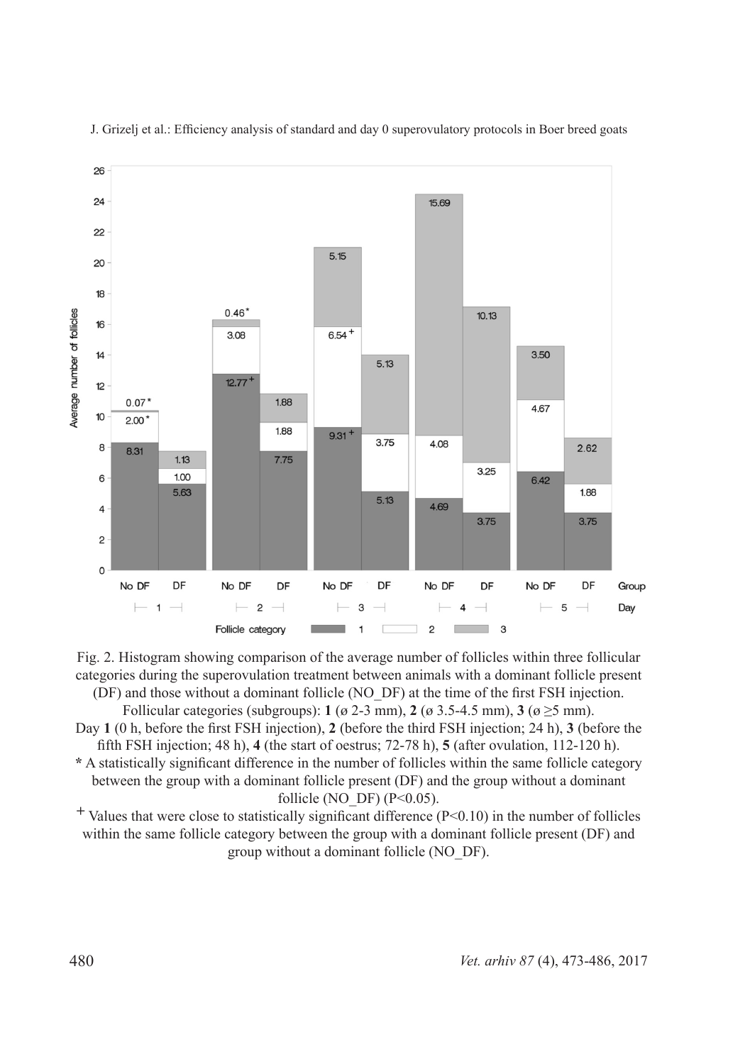Fig. 2. Histogram showing comparison of the average number of follicles within three follicular categories during the superovulation treatment between animals with a dominant follicle present (DF) and those without a dominant follicle (NO_DF) at the time of the first FSH injection. Follicular categories (subgroups): **1** (ø 2-3 mm), **2** (ø 3.5-4.5 mm), **3** (ø ≥5 mm). Day **1** (0 h, before the first FSH injection), **2** (before the third FSH injection; 24 h), **3** (before the fifth FSH injection; 48 h), **4** (the start of oestrus; 72-78 h), **5** (after ovulation, 112-120 h).

**\*** A statistically significant difference in the number of follicles within the same follicle category between the group with a dominant follicle present (DF) and the group without a dominant follicle (NO_DF) ($P<0.05$).

$^{+}$ Values that were close to statistically significant difference ($P<0.10$) in the number of follicles within the same follicle category between the group with a dominant follicle present (DF) and group without a dominant follicle (NO_DF).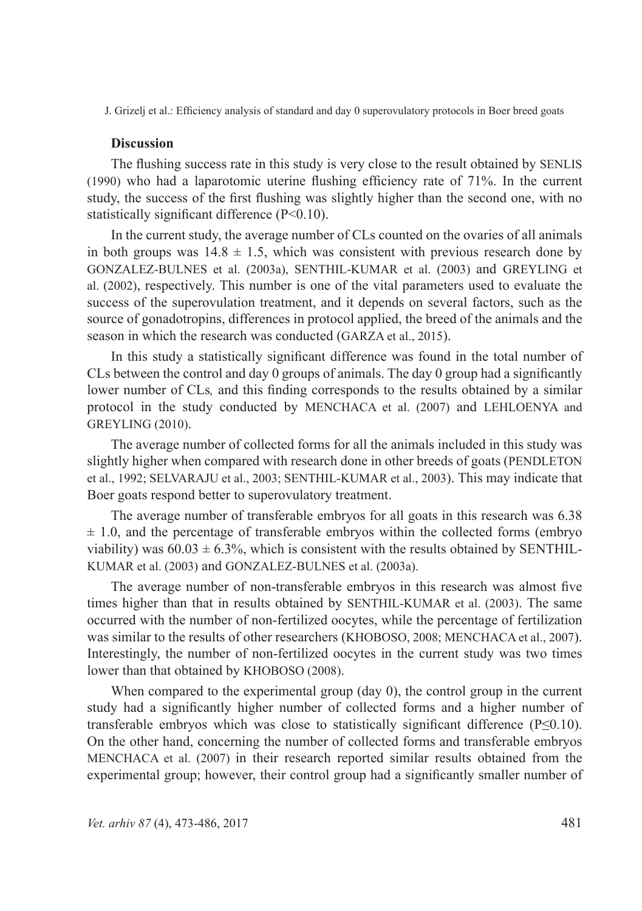**Discussion**

The flushing success rate in this study is very close to the result obtained by SENLIS (1990) who had a laparotomic uterine flushing efficiency rate of 71%. In the current study, the success of the first flushing was slightly higher than the second one, with no statistically significant difference ($P<0.10$).

In the current study, the average number of CLs counted on the ovaries of all animals in both groups was $14.8 \pm 1.5$, which was consistent with previous research done by GONZALEZ-BULNES et al. (2003a), SENTHIL-KUMAR et al. (2003) and GREYLING et al. (2002), respectively. This number is one of the vital parameters used to evaluate the success of the superovulation treatment, and it depends on several factors, such as the source of gonadotropins, differences in protocol applied, the breed of the animals and the season in which the research was conducted (GARZA et al., 2015).

In this study a statistically significant difference was found in the total number of CLs between the control and day 0 groups of animals. The day 0 group had a significantly lower number of CLs*,* and this finding corresponds to the results obtained by a similar protocol in the study conducted by MENCHACA et al. (2007) and LEHLOENYA and GREYLING (2010).

The average number of collected forms for all the animals included in this study was slightly higher when compared with research done in other breeds of goats (PENDLETON et al., 1992; SELVARAJU et al., 2003; SENTHIL-KUMAR et al., 2003). This may indicate that Boer goats respond better to superovulatory treatment.

The average number of transferable embryos for all goats in this research was $6.38 \pm 1.0$, and the percentage of transferable embryos within the collected forms (embryo viability) was $60.03 \pm 6.3\%$, which is consistent with the results obtained by SENTHIL-KUMAR et al. (2003) and GONZALEZ-BULNES et al. (2003a).

The average number of non-transferable embryos in this research was almost five times higher than that in results obtained by SENTHIL-KUMAR et al. (2003). The same occurred with the number of non-fertilized oocytes, while the percentage of fertilization was similar to the results of other researchers (KHOBOSO, 2008; MENCHACA et al., 2007). Interestingly, the number of non-fertilized oocytes in the current study was two times lower than that obtained by KHOBOSO (2008).

When compared to the experimental group (day 0), the control group in the current study had a significantly higher number of collected forms and a higher number of transferable embryos which was close to statistically significant difference ($P\leq0.10$). On the other hand, concerning the number of collected forms and transferable embryos MENCHACA et al. (2007) in their research reported similar results obtained from the experimental group; however, their control group had a significantly smaller number of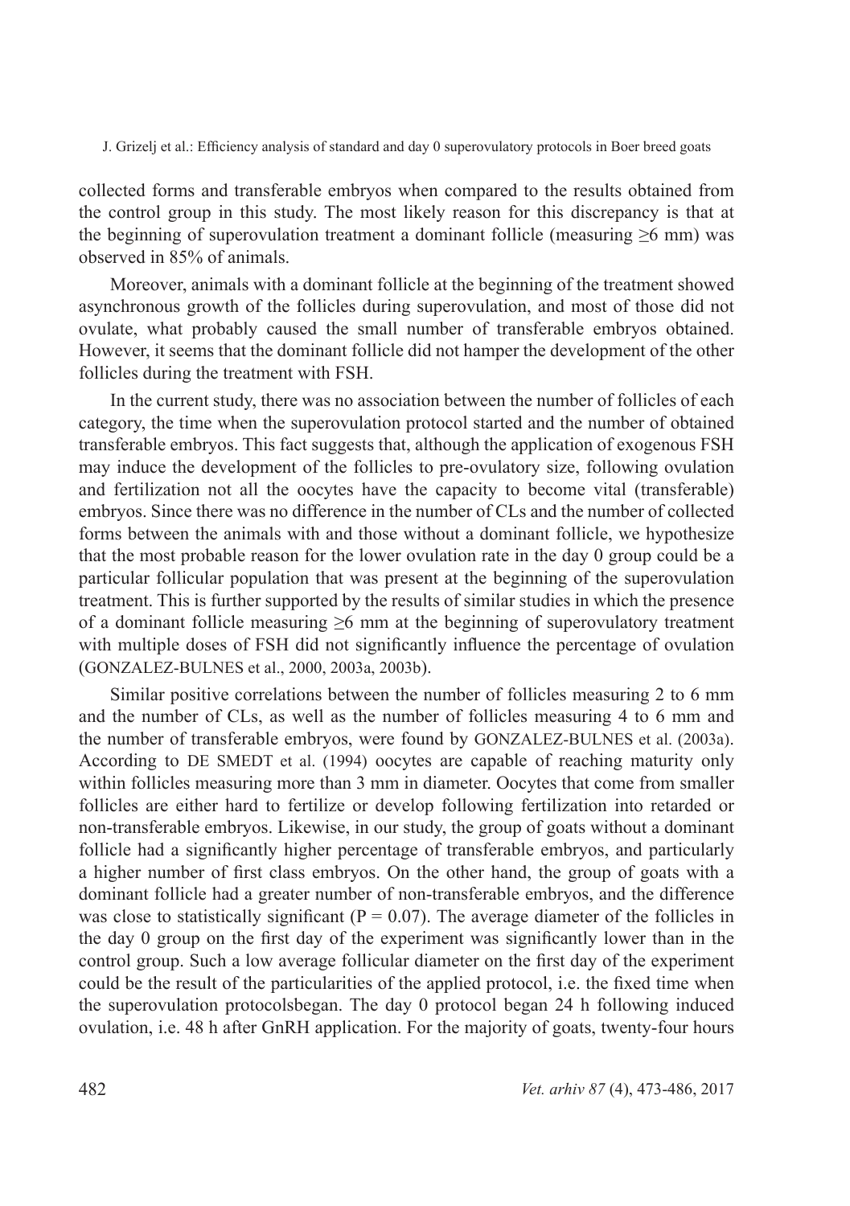collected forms and transferable embryos when compared to the results obtained from the control group in this study. The most likely reason for this discrepancy is that at the beginning of superovulation treatment a dominant follicle (measuring $\geq$6 mm) was observed in 85% of animals.

Moreover, animals with a dominant follicle at the beginning of the treatment showed asynchronous growth of the follicles during superovulation, and most of those did not ovulate, what probably caused the small number of transferable embryos obtained. However, it seems that the dominant follicle did not hamper the development of the other follicles during the treatment with FSH.

In the current study, there was no association between the number of follicles of each category, the time when the superovulation protocol started and the number of obtained transferable embryos. This fact suggests that, although the application of exogenous FSH may induce the development of the follicles to pre-ovulatory size, following ovulation and fertilization not all the oocytes have the capacity to become vital (transferable) embryos. Since there was no difference in the number of CLs and the number of collected forms between the animals with and those without a dominant follicle, we hypothesize that the most probable reason for the lower ovulation rate in the day 0 group could be a particular follicular population that was present at the beginning of the superovulation treatment. This is further supported by the results of similar studies in which the presence of a dominant follicle measuring $\geq$6 mm at the beginning of superovulatory treatment with multiple doses of FSH did not significantly influence the percentage of ovulation (GONZALEZ-BULNES et al., 2000, 2003a, 2003b).

Similar positive correlations between the number of follicles measuring 2 to 6 mm and the number of CLs, as well as the number of follicles measuring 4 to 6 mm and the number of transferable embryos, were found by GONZALEZ-BULNES et al. (2003a). According to DE SMEDT et al. (1994) oocytes are capable of reaching maturity only within follicles measuring more than 3 mm in diameter. Oocytes that come from smaller follicles are either hard to fertilize or develop following fertilization into retarded or non-transferable embryos. Likewise, in our study, the group of goats without a dominant follicle had a significantly higher percentage of transferable embryos, and particularly a higher number of first class embryos. On the other hand, the group of goats with a dominant follicle had a greater number of non-transferable embryos, and the difference was close to statistically significant ($P = 0.07$). The average diameter of the follicles in the day 0 group on the first day of the experiment was significantly lower than in the control group. Such a low average follicular diameter on the first day of the experiment could be the result of the particularities of the applied protocol, i.e. the fixed time when the superovulation protocolsbegan. The day 0 protocol began 24 h following induced ovulation, i.e. 48 h after GnRH application. For the majority of goats, twenty-four hours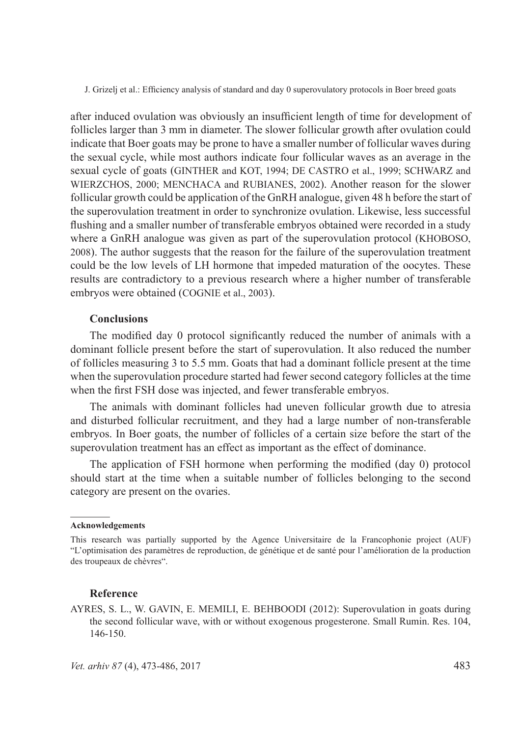after induced ovulation was obviously an insufficient length of time for development of follicles larger than 3 mm in diameter. The slower follicular growth after ovulation could indicate that Boer goats may be prone to have a smaller number of follicular waves during the sexual cycle, while most authors indicate four follicular waves as an average in the sexual cycle of goats (GINTHER and KOT, 1994; DE CASTRO et al., 1999; SCHWARZ and WIERZCHOS, 2000; MENCHACA and RUBIANES, 2002). Another reason for the slower follicular growth could be application of the GnRH analogue, given 48 h before the start of the superovulation treatment in order to synchronize ovulation. Likewise, less successful flushing and a smaller number of transferable embryos obtained were recorded in a study where a GnRH analogue was given as part of the superovulation protocol (KHOBOSO, 2008). The author suggests that the reason for the failure of the superovulation treatment could be the low levels of LH hormone that impeded maturation of the oocytes. These results are contradictory to a previous research where a higher number of transferable embryos were obtained (COGNIE et al., 2003).

### Conclusions

The modified day 0 protocol significantly reduced the number of animals with a dominant follicle present before the start of superovulation. It also reduced the number of follicles measuring 3 to 5.5 mm. Goats that had a dominant follicle present at the time when the superovulation procedure started had fewer second category follicles at the time when the first FSH dose was injected, and fewer transferable embryos.

The animals with dominant follicles had uneven follicular growth due to atresia and disturbed follicular recruitment, and they had a large number of non-transferable embryos. In Boer goats, the number of follicles of a certain size before the start of the superovulation treatment has an effect as important as the effect of dominance.

The application of FSH hormone when performing the modified (day 0) protocol should start at the time when a suitable number of follicles belonging to the second category are present on the ovaries.

**Acknowledgements**

This research was partially supported by the Agence Universitaire de la Francophonie project (AUF) "L'optimisation des paramètres de reproduction, de génétique et de santé pour l'amélioration de la production des troupeaux de chèvres".

### Reference

AYRES, S. L., W. GAVIN, E. MEMILI, E. BEHBOODI (2012): Superovulation in goats during the second follicular wave, with or without exogenous progesterone. Small Rumin. Res. 104, 146-150.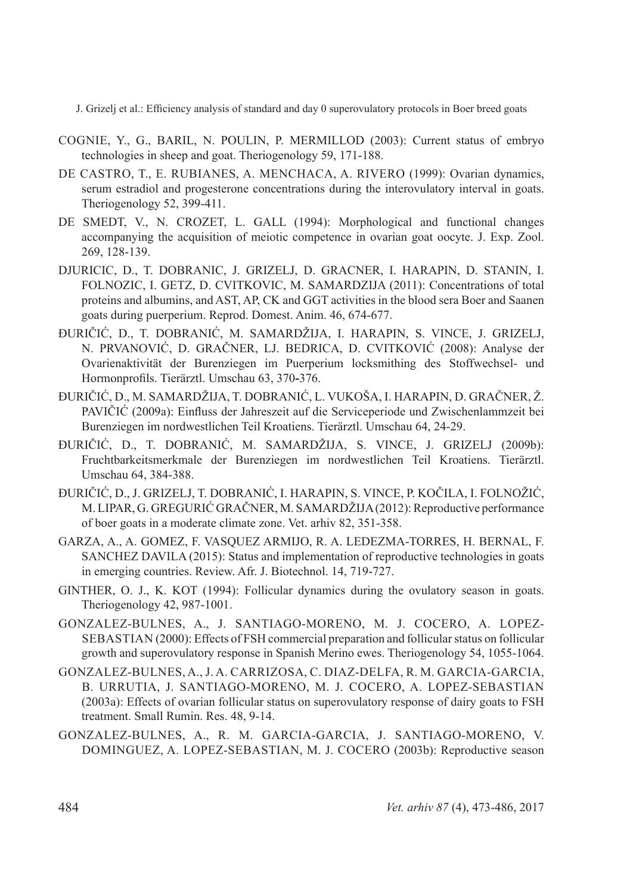COGNIE, Y., G., BARIL, N. POULIN, P. MERMILLOD (2003): Current status of embryo technologies in sheep and goat. Theriogenology 59, 171-188.

DE CASTRO, T., E. RUBIANES, A. MENCHACA, A. RIVERO (1999): Ovarian dynamics, serum estradiol and progesterone concentrations during the interovulatory interval in goats. Theriogenology 52, 399-411.

DE SMEDT, V., N. CROZET, L. GALL (1994): Morphological and functional changes accompanying the acquisition of meiotic competence in ovarian goat oocyte. J. Exp. Zool. 269, 128-139.

DJURICIC, D., T. DOBRANIC, J. GRIZELJ, D. GRACNER, I. HARAPIN, D. STANIN, I. FOLNOZIC, I. GETZ, D. CVITKOVIC, M. SAMARDZIJA (2011): Concentrations of total proteins and albumins, and AST, AP, CK and GGT activities in the blood sera Boer and Saanen goats during puerperium. Reprod. Domest. Anim. 46, 674-677.

ĐURIČIĆ, D., T. DOBRANIĆ, M. SAMARDŽIJA, I. HARAPIN, S. VINCE, J. GRIZELJ, N. PRVANOVIĆ, D. GRAČNER, LJ. BEDRICA, D. CVITKOVIĆ (2008): Analyse der Ovarienaktivität der Burenziegen im Puerperium locksmithing des Stoffwechsel- und Hormonprofils. Tierärztl. Umschau 63, 370-376.

ĐURIČIĆ, D., M. SAMARDŽIJA, T. DOBRANIĆ, L. VUKOŠA, I. HARAPIN, D. GRAČNER, Ž. PAVIČIĆ (2009a): Einfluss der Jahreszeit auf die Serviceperiode und Zwischenlammzeit bei Burenziegen im nordwestlichen Teil Kroatiens. Tierärztl. Umschau 64, 24-29.

ĐURIČIĆ, D., T. DOBRANIĆ, M. SAMARDŽIJA, S. VINCE, J. GRIZELJ (2009b): Fruchtbarkeitsmerkmale der Burenziegen im nordwestlichen Teil Kroatiens. Tierärztl. Umschau 64, 384-388.

ĐURIČIĆ, D., J. GRIZELJ, T. DOBRANIĆ, I. HARAPIN, S. VINCE, P. KOČILA, I. FOLNOŽIĆ, M. LIPAR, G. GREGURIĆ GRAČNER, M. SAMARDŽIJA (2012): Reproductive performance of boer goats in a moderate climate zone. Vet. arhiv 82, 351-358.

GARZA, A., A. GOMEZ, F. VASQUEZ ARMIJO, R. A. LEDEZMA-TORRES, H. BERNAL, F. SANCHEZ DAVILA (2015): Status and implementation of reproductive technologies in goats in emerging countries. Review. Afr. J. Biotechnol. 14, 719-727.

GINTHER, O. J., K. KOT (1994): Follicular dynamics during the ovulatory season in goats. Theriogenology 42, 987-1001.

GONZALEZ-BULNES, A., J. SANTIAGO-MORENO, M. J. COCERO, A. LOPEZ-SEBASTIAN (2000): Effects of FSH commercial preparation and follicular status on follicular growth and superovulatory response in Spanish Merino ewes. Theriogenology 54, 1055-1064.

GONZALEZ-BULNES, A., J. A. CARRIZOSA, C. DIAZ-DELFA, R. M. GARCIA-GARCIA, B. URRUTIA, J. SANTIAGO-MORENO, M. J. COCERO, A. LOPEZ-SEBASTIAN (2003a): Effects of ovarian follicular status on superovulatory response of dairy goats to FSH treatment. Small Rumin. Res. 48, 9-14.

GONZALEZ-BULNES, A., R. M. GARCIA-GARCIA, J. SANTIAGO-MORENO, V. DOMINGUEZ, A. LOPEZ-SEBASTIAN, M. J. COCERO (2003b): Reproductive season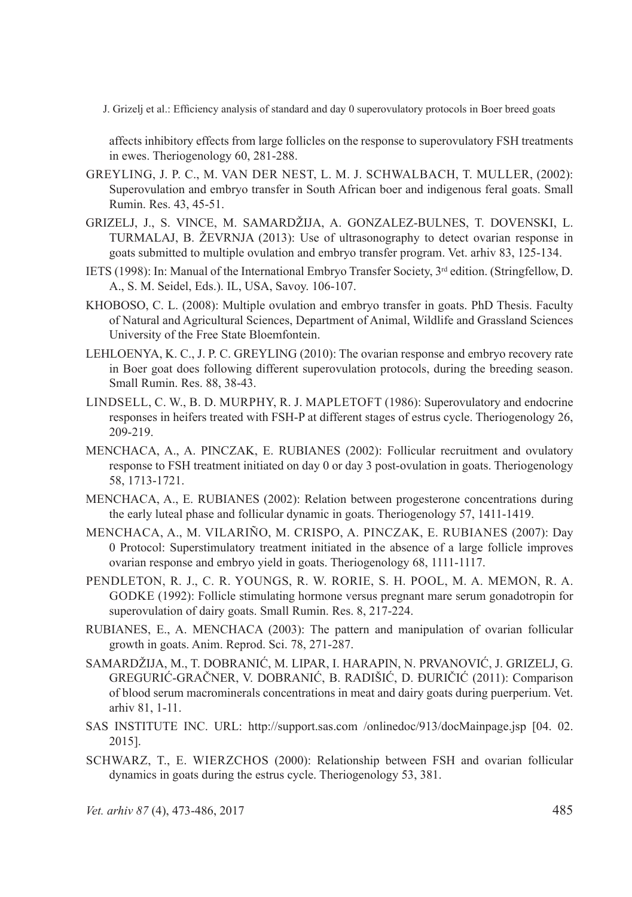affects inhibitory effects from large follicles on the response to superovulatory FSH treatments in ewes. Theriogenology 60, 281-288.

GREYLING, J. P. C., M. VAN DER NEST, L. M. J. SCHWALBACH, T. MULLER, (2002): Superovulation and embryo transfer in South African boer and indigenous feral goats. Small Rumin. Res. 43, 45-51.

GRIZELJ, J., S. VINCE, M. SAMARDŽIJA, A. GONZALEZ-BULNES, T. DOVENSKI, L. TURMALAJ, B. ŽEVRNJA (2013): Use of ultrasonography to detect ovarian response in goats submitted to multiple ovulation and embryo transfer program. Vet. arhiv 83, 125-134.

IETS (1998): In: Manual of the International Embryo Transfer Society, 3rd edition. (Stringfellow, D. A., S. M. Seidel, Eds.). IL, USA, Savoy. 106-107.

KHOBOSO, C. L. (2008): Multiple ovulation and embryo transfer in goats. PhD Thesis. Faculty of Natural and Agricultural Sciences, Department of Animal, Wildlife and Grassland Sciences University of the Free State Bloemfontein.

LEHLOENYA, K. C., J. P. C. GREYLING (2010): The ovarian response and embryo recovery rate in Boer goat does following different superovulation protocols, during the breeding season. Small Rumin. Res. 88, 38-43.

LINDSELL, C. W., B. D. MURPHY, R. J. MAPLETOFT (1986): Superovulatory and endocrine responses in heifers treated with FSH-P at different stages of estrus cycle. Theriogenology 26, 209-219.

MENCHACA, A., A. PINCZAK, E. RUBIANES (2002): Follicular recruitment and ovulatory response to FSH treatment initiated on day 0 or day 3 post-ovulation in goats. Theriogenology 58, 1713-1721.

MENCHACA, A., E. RUBIANES (2002): Relation between progesterone concentrations during the early luteal phase and follicular dynamic in goats. Theriogenology 57, 1411-1419.

MENCHACA, A., M. VILARIÑO, M. CRISPO, A. PINCZAK, E. RUBIANES (2007): Day 0 Protocol: Superstimulatory treatment initiated in the absence of a large follicle improves ovarian response and embryo yield in goats. Theriogenology 68, 1111-1117.

PENDLETON, R. J., C. R. YOUNGS, R. W. RORIE, S. H. POOL, M. A. MEMON, R. A. GODKE (1992): Follicle stimulating hormone versus pregnant mare serum gonadotropin for superovulation of dairy goats. Small Rumin. Res. 8, 217-224.

RUBIANES, E., A. MENCHACA (2003): The pattern and manipulation of ovarian follicular growth in goats. Anim. Reprod. Sci. 78, 271-287.

SAMARDŽIJA, M., T. DOBRANIĆ, M. LIPAR, I. HARAPIN, N. PRVANOVIĆ, J. GRIZELJ, G. GREGURIĆ-GRAČNER, V. DOBRANIĆ, B. RADIŠIĆ, D. ĐURIČIĆ (2011): Comparison of blood serum macrominerals concentrations in meat and dairy goats during puerperium. Vet. arhiv 81, 1-11.

SAS INSTITUTE INC. URL: http://support.sas.com /onlinedoc/913/docMainpage.jsp [04. 02. 2015].

SCHWARZ, T., E. WIERZCHOS (2000): Relationship between FSH and ovarian follicular dynamics in goats during the estrus cycle. Theriogenology 53, 381.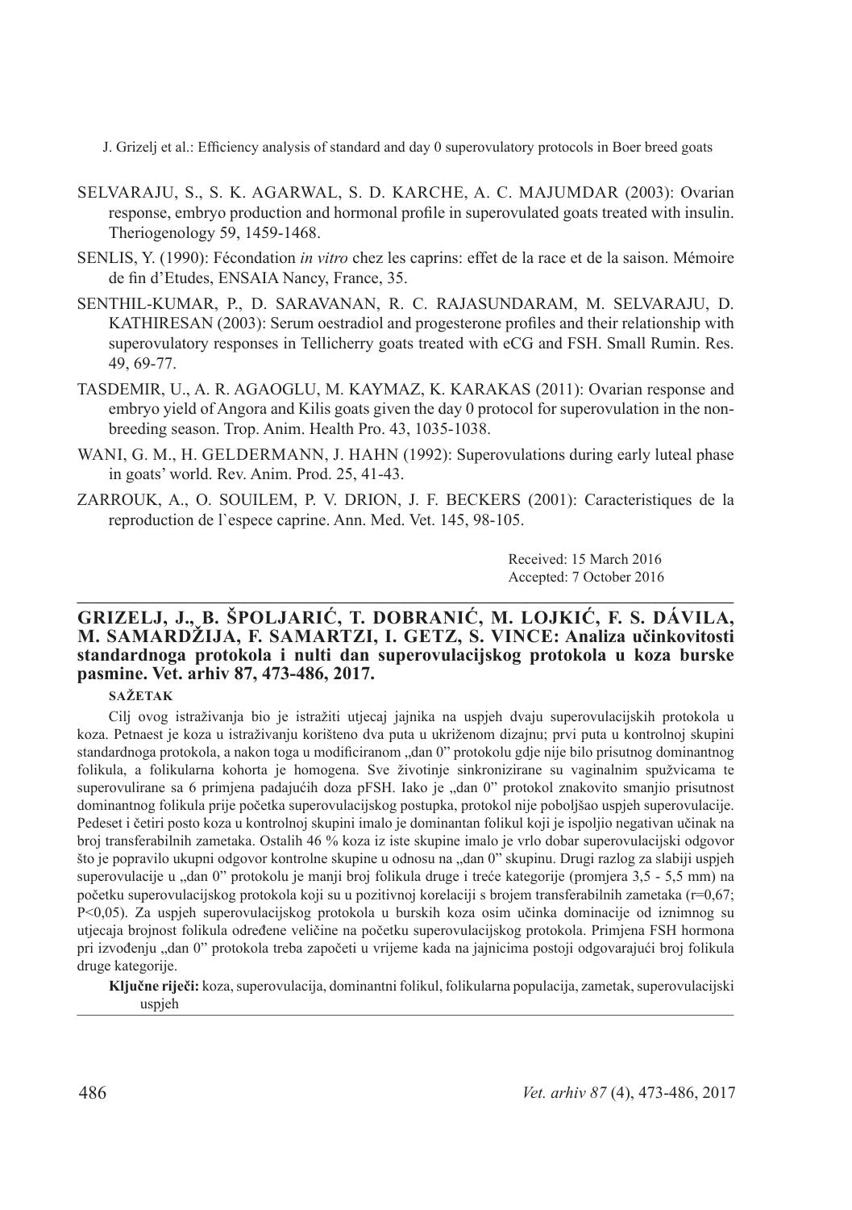SELVARAJU, S., S. K. AGARWAL, S. D. KARCHE, A. C. MAJUMDAR (2003): Ovarian response, embryo production and hormonal profile in superovulated goats treated with insulin. Theriogenology 59, 1459-1468.

SENLIS, Y. (1990): Fécondation *in vitro* chez les caprins: effet de la race et de la saison. Mémoire de fin d'Etudes, ENSAIA Nancy, France, 35.

SENTHIL-KUMAR, P., D. SARAVANAN, R. C. RAJASUNDARAM, M. SELVARAJU, D. KATHIRESAN (2003): Serum oestradiol and progesterone profiles and their relationship with superovulatory responses in Tellicherry goats treated with eCG and FSH. Small Rumin. Res. 49, 69-77.

TASDEMIR, U., A. R. AGAOGLU, M. KAYMAZ, K. KARAKAS (2011): Ovarian response and embryo yield of Angora and Kilis goats given the day 0 protocol for superovulation in the non-breeding season. Trop. Anim. Health Pro. 43, 1035-1038.

WANI, G. M., H. GELDERMANN, J. HAHN (1992): Superovulations during early luteal phase in goats' world. Rev. Anim. Prod. 25, 41-43.

ZARROUK, A., O. SOUILEM, P. V. DRION, J. F. BECKERS (2001): Caracteristiques de la reproduction de l`espece caprine. Ann. Med. Vet. 145, 98-105.

Received: 15 March 2016
Accepted: 7 October 2016

---

**GRIZELJ, J., B. ŠPOLJARIĆ, T. DOBRANIĆ, M. LOJKIĆ, F. S. DÁVILA, M. SAMARDŽIJA, F. SAMARTZI, I. GETZ, S. VINCE: Analiza učinkovitosti standardnoga protokola i nulti dan superovulacijskog protokola u koza burske pasmine. Vet. arhiv 87, 473-486, 2017.**

**SAŽETAK**

Cilj ovog istraživanja bio je istražiti utjecaj jajnika na uspjeh dvaju superovulacijskih protokola u koza. Petnaest je koza u istraživanju korišteno dva puta u ukriženom dizajnu; prvi puta u kontrolnoj skupini standardnoga protokola, a nakon toga u modificiranom „dan 0" protokolu gdje nije bilo prisutnog dominantnog folikula, a folikularna kohorta je homogena. Sve životinje sinkronizirane su vaginalnim spužvicama te superovulirane sa 6 primjena padajućih doza pFSH. Iako je „dan 0" protokol znakovito smanjio prisutnost dominantnog folikula prije početka superovulacijskog postupka, protokol nije poboljšao uspjeh superovulacije. Pedeset i četiri posto koza u kontrolnoj skupini imalo je dominantan folikul koji je ispoljio negativan učinak na broj transferabilnih zametaka. Ostalih 46 % koza iz iste skupine imalo je vrlo dobar superovulacijski odgovor što je popravilo ukupni odgovor kontrolne skupine u odnosu na „dan 0" skupinu. Drugi razlog za slabiji uspjeh superovulacije u „dan 0" protokolu je manji broj folikula druge i treće kategorije (promjera 3,5 - 5,5 mm) na početku superovulacijskog protokola koji su u pozitivnoj korelaciji s brojem transferabilnih zametaka ($r=0,67$; $P<0,05$). Za uspjeh superovulacijskog protokola u burskih koza osim učinka dominacije od iznimnog su utjecaja brojnost folikula određene veličine na početku superovulacijskog protokola. Primjena FSH hormona pri izvođenju „dan 0" protokola treba započeti u vrijeme kada na jajnicima postoji odgovarajući broj folikula druge kategorije.

**Ključne riječi:** koza, superovulacija, dominantni folikul, folikularna populacija, zametak, superovulacijski uspjeh